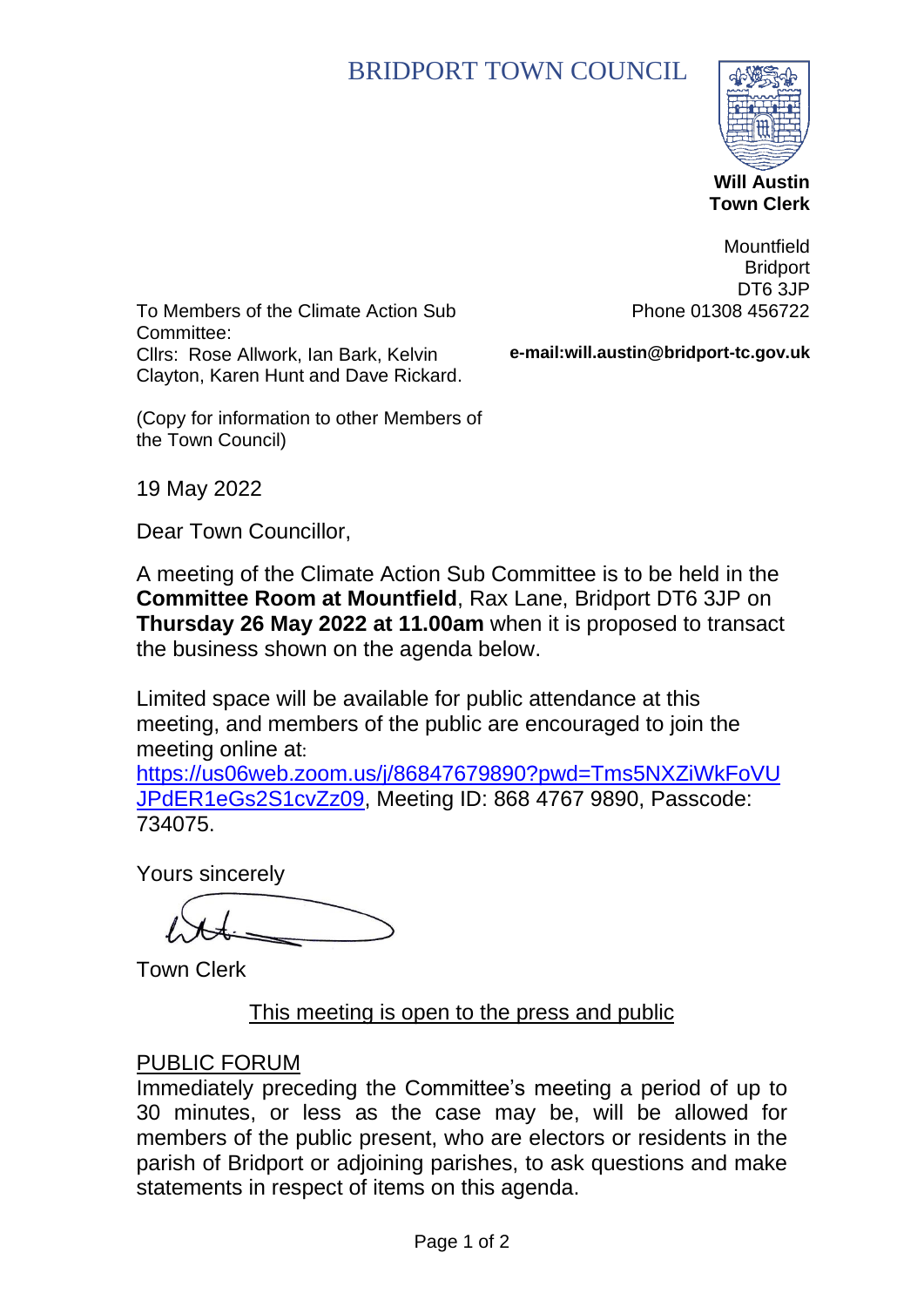# BRIDPORT TOWN COUNCIL

**Will Austin**
**Town Clerk**

Mountfield
Bridport
DT6 3JP
Phone 01308 456722

**e-mail:will.austin@bridport-tc.gov.uk**

To Members of the Climate Action Sub Committee:
Cllrs: Rose Allwork, Ian Bark, Kelvin Clayton, Karen Hunt and Dave Rickard.

(Copy for information to other Members of the Town Council)

19 May 2022

Dear Town Councillor,

A meeting of the Climate Action Sub Committee is to be held in the **Committee Room at Mountfield**, Rax Lane, Bridport DT6 3JP on **Thursday 26 May 2022 at 11.00am** when it is proposed to transact the business shown on the agenda below.

Limited space will be available for public attendance at this meeting, and members of the public are encouraged to join the meeting online at: https://us06web.zoom.us/j/86847679890?pwd=Tms5NXZiWkFoVUJPdER1eGs2S1cvZz09, Meeting ID: 868 4767 9890, Passcode: 734075.

Yours sincerely

Town Clerk

This meeting is open to the press and public

## PUBLIC FORUM

Immediately preceding the Committee's meeting a period of up to 30 minutes, or less as the case may be, will be allowed for members of the public present, who are electors or residents in the parish of Bridport or adjoining parishes, to ask questions and make statements in respect of items on this agenda.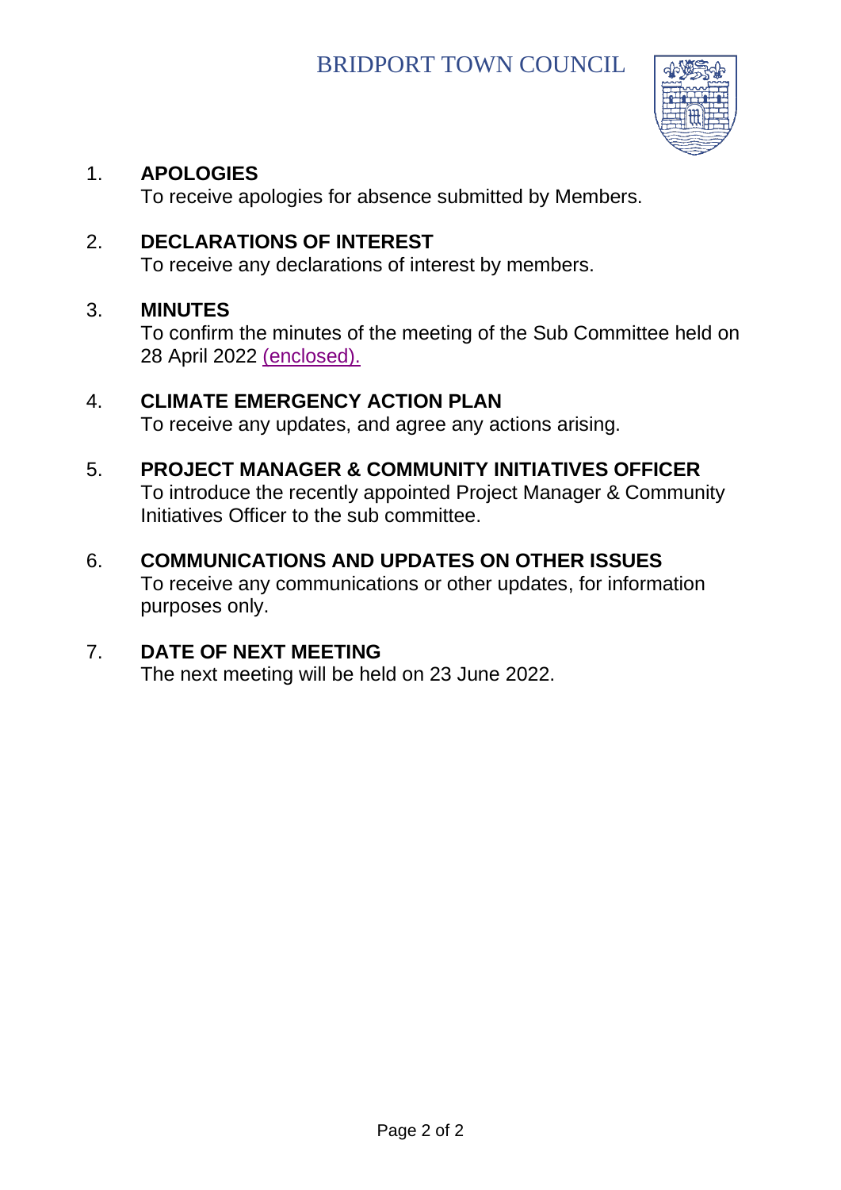1. **APOLOGIES**
   To receive apologies for absence submitted by Members.

2. **DECLARATIONS OF INTEREST**
   To receive any declarations of interest by members.

3. **MINUTES**
   To confirm the minutes of the meeting of the Sub Committee held on 28 April 2022 (enclosed).

4. **CLIMATE EMERGENCY ACTION PLAN**
   To receive any updates, and agree any actions arising.

5. **PROJECT MANAGER & COMMUNITY INITIATIVES OFFICER**
   To introduce the recently appointed Project Manager & Community Initiatives Officer to the sub committee.

6. **COMMUNICATIONS AND UPDATES ON OTHER ISSUES**
   To receive any communications or other updates, for information purposes only.

7. **DATE OF NEXT MEETING**
   The next meeting will be held on 23 June 2022.